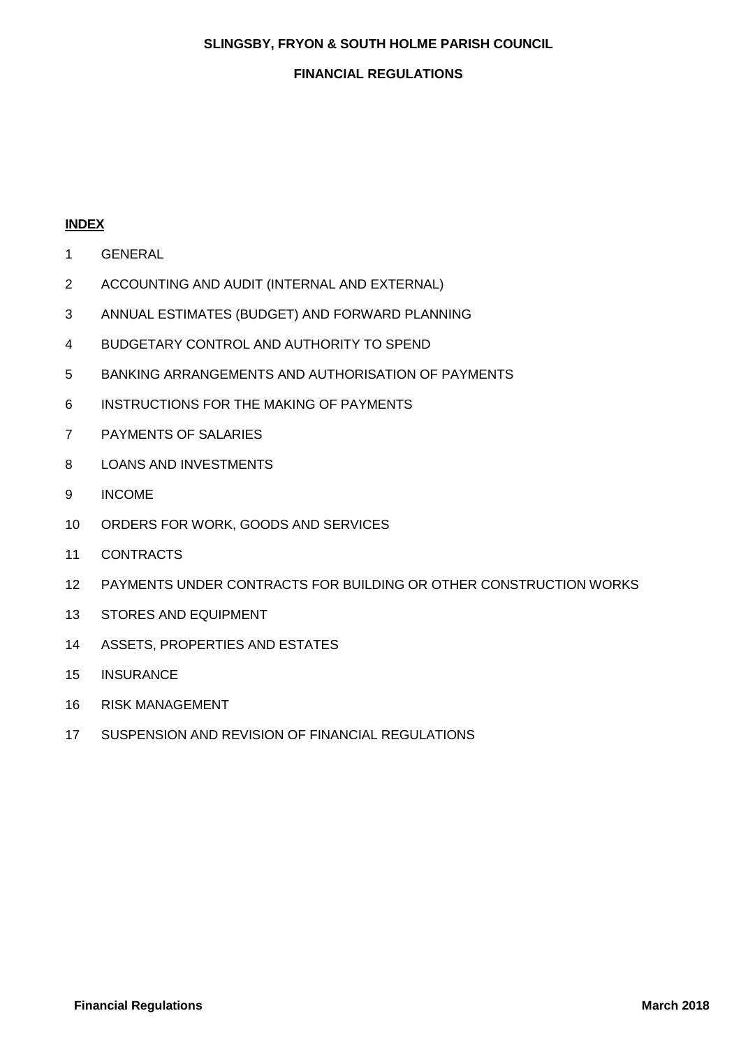# SLINGSBY, FRYON & SOUTH HOLME PARISH COUNCIL

## FINANCIAL REGULATIONS

**INDEX**

1 GENERAL

2 ACCOUNTING AND AUDIT (INTERNAL AND EXTERNAL)

3 ANNUAL ESTIMATES (BUDGET) AND FORWARD PLANNING

4 BUDGETARY CONTROL AND AUTHORITY TO SPEND

5 BANKING ARRANGEMENTS AND AUTHORISATION OF PAYMENTS

6 INSTRUCTIONS FOR THE MAKING OF PAYMENTS

7 PAYMENTS OF SALARIES

8 LOANS AND INVESTMENTS

9 INCOME

10 ORDERS FOR WORK, GOODS AND SERVICES

11 CONTRACTS

12 PAYMENTS UNDER CONTRACTS FOR BUILDING OR OTHER CONSTRUCTION WORKS

13 STORES AND EQUIPMENT

14 ASSETS, PROPERTIES AND ESTATES

15 INSURANCE

16 RISK MANAGEMENT

17 SUSPENSION AND REVISION OF FINANCIAL REGULATIONS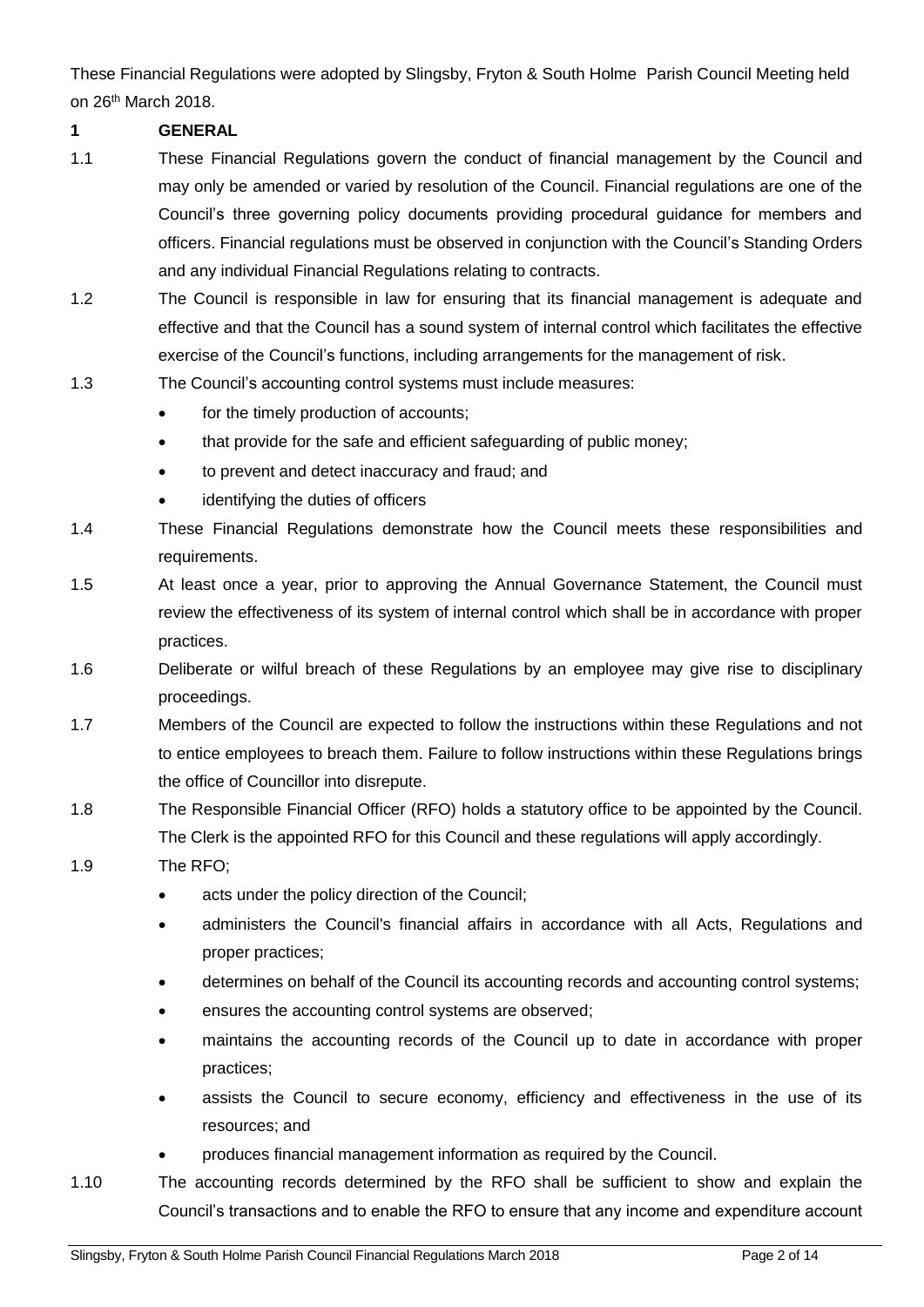These Financial Regulations were adopted by Slingsby, Fryton & South Holme Parish Council Meeting held on 26th March 2018.

## 1 GENERAL

1.1 These Financial Regulations govern the conduct of financial management by the Council and may only be amended or varied by resolution of the Council. Financial regulations are one of the Council's three governing policy documents providing procedural guidance for members and officers. Financial regulations must be observed in conjunction with the Council's Standing Orders and any individual Financial Regulations relating to contracts.

1.2 The Council is responsible in law for ensuring that its financial management is adequate and effective and that the Council has a sound system of internal control which facilitates the effective exercise of the Council's functions, including arrangements for the management of risk.

1.3 The Council's accounting control systems must include measures:

- for the timely production of accounts;
- that provide for the safe and efficient safeguarding of public money;
- to prevent and detect inaccuracy and fraud; and
- identifying the duties of officers

1.4 These Financial Regulations demonstrate how the Council meets these responsibilities and requirements.

1.5 At least once a year, prior to approving the Annual Governance Statement, the Council must review the effectiveness of its system of internal control which shall be in accordance with proper practices.

1.6 Deliberate or wilful breach of these Regulations by an employee may give rise to disciplinary proceedings.

1.7 Members of the Council are expected to follow the instructions within these Regulations and not to entice employees to breach them. Failure to follow instructions within these Regulations brings the office of Councillor into disrepute.

1.8 The Responsible Financial Officer (RFO) holds a statutory office to be appointed by the Council. The Clerk is the appointed RFO for this Council and these regulations will apply accordingly.

1.9 The RFO;

- acts under the policy direction of the Council;
- administers the Council's financial affairs in accordance with all Acts, Regulations and proper practices;
- determines on behalf of the Council its accounting records and accounting control systems;
- ensures the accounting control systems are observed;
- maintains the accounting records of the Council up to date in accordance with proper practices;
- assists the Council to secure economy, efficiency and effectiveness in the use of its resources; and
- produces financial management information as required by the Council.

1.10 The accounting records determined by the RFO shall be sufficient to show and explain the Council's transactions and to enable the RFO to ensure that any income and expenditure account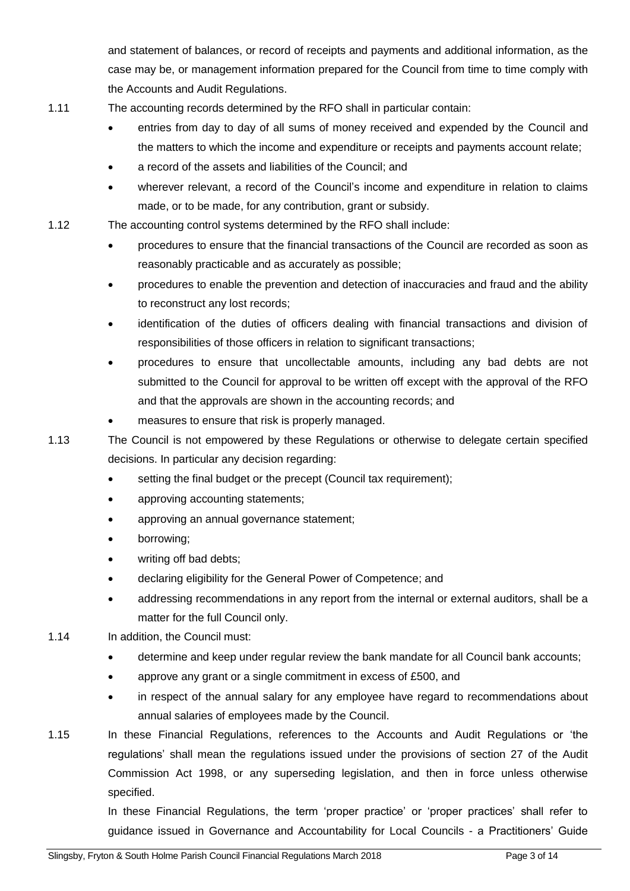and statement of balances, or record of receipts and payments and additional information, as the case may be, or management information prepared for the Council from time to time comply with the Accounts and Audit Regulations.

1.11 The accounting records determined by the RFO shall in particular contain:

- entries from day to day of all sums of money received and expended by the Council and the matters to which the income and expenditure or receipts and payments account relate;
- a record of the assets and liabilities of the Council; and
- wherever relevant, a record of the Council's income and expenditure in relation to claims made, or to be made, for any contribution, grant or subsidy.

1.12 The accounting control systems determined by the RFO shall include:

- procedures to ensure that the financial transactions of the Council are recorded as soon as reasonably practicable and as accurately as possible;
- procedures to enable the prevention and detection of inaccuracies and fraud and the ability to reconstruct any lost records;
- identification of the duties of officers dealing with financial transactions and division of responsibilities of those officers in relation to significant transactions;
- procedures to ensure that uncollectable amounts, including any bad debts are not submitted to the Council for approval to be written off except with the approval of the RFO and that the approvals are shown in the accounting records; and
- measures to ensure that risk is properly managed.

1.13 The Council is not empowered by these Regulations or otherwise to delegate certain specified decisions. In particular any decision regarding:

- setting the final budget or the precept (Council tax requirement);
- approving accounting statements;
- approving an annual governance statement;
- borrowing;
- writing off bad debts;
- declaring eligibility for the General Power of Competence; and
- addressing recommendations in any report from the internal or external auditors, shall be a matter for the full Council only.

1.14 In addition, the Council must:

- determine and keep under regular review the bank mandate for all Council bank accounts;
- approve any grant or a single commitment in excess of £500, and
- in respect of the annual salary for any employee have regard to recommendations about annual salaries of employees made by the Council.

1.15 In these Financial Regulations, references to the Accounts and Audit Regulations or 'the regulations' shall mean the regulations issued under the provisions of section 27 of the Audit Commission Act 1998, or any superseding legislation, and then in force unless otherwise specified.

In these Financial Regulations, the term 'proper practice' or 'proper practices' shall refer to guidance issued in Governance and Accountability for Local Councils - a Practitioners' Guide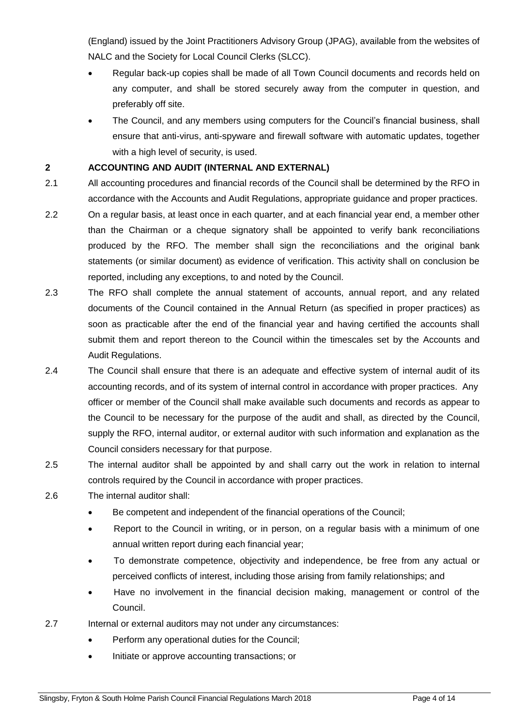(England) issued by the Joint Practitioners Advisory Group (JPAG), available from the websites of NALC and the Society for Local Council Clerks (SLCC).

- Regular back-up copies shall be made of all Town Council documents and records held on any computer, and shall be stored securely away from the computer in question, and preferably off site.
- The Council, and any members using computers for the Council's financial business, shall ensure that anti-virus, anti-spyware and firewall software with automatic updates, together with a high level of security, is used.

## 2 ACCOUNTING AND AUDIT (INTERNAL AND EXTERNAL)

2.1 All accounting procedures and financial records of the Council shall be determined by the RFO in accordance with the Accounts and Audit Regulations, appropriate guidance and proper practices.

2.2 On a regular basis, at least once in each quarter, and at each financial year end, a member other than the Chairman or a cheque signatory shall be appointed to verify bank reconciliations produced by the RFO. The member shall sign the reconciliations and the original bank statements (or similar document) as evidence of verification. This activity shall on conclusion be reported, including any exceptions, to and noted by the Council.

2.3 The RFO shall complete the annual statement of accounts, annual report, and any related documents of the Council contained in the Annual Return (as specified in proper practices) as soon as practicable after the end of the financial year and having certified the accounts shall submit them and report thereon to the Council within the timescales set by the Accounts and Audit Regulations.

2.4 The Council shall ensure that there is an adequate and effective system of internal audit of its accounting records, and of its system of internal control in accordance with proper practices. Any officer or member of the Council shall make available such documents and records as appear to the Council to be necessary for the purpose of the audit and shall, as directed by the Council, supply the RFO, internal auditor, or external auditor with such information and explanation as the Council considers necessary for that purpose.

2.5 The internal auditor shall be appointed by and shall carry out the work in relation to internal controls required by the Council in accordance with proper practices.

2.6 The internal auditor shall:

- Be competent and independent of the financial operations of the Council;
- Report to the Council in writing, or in person, on a regular basis with a minimum of one annual written report during each financial year;
- To demonstrate competence, objectivity and independence, be free from any actual or perceived conflicts of interest, including those arising from family relationships; and
- Have no involvement in the financial decision making, management or control of the Council.

2.7 Internal or external auditors may not under any circumstances:

- Perform any operational duties for the Council;
- Initiate or approve accounting transactions; or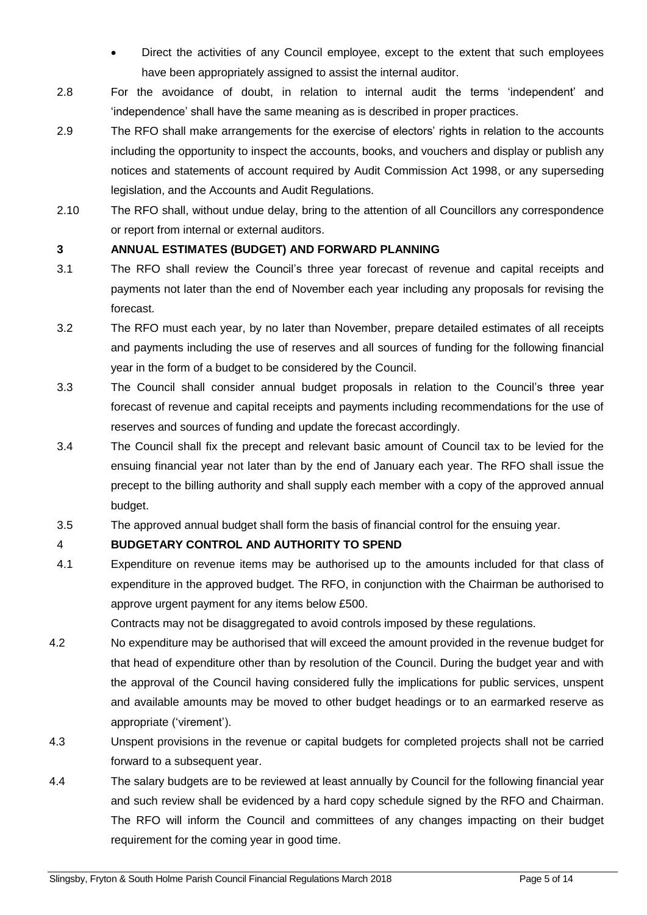- Direct the activities of any Council employee, except to the extent that such employees have been appropriately assigned to assist the internal auditor.

2.8 For the avoidance of doubt, in relation to internal audit the terms 'independent' and 'independence' shall have the same meaning as is described in proper practices.

2.9 The RFO shall make arrangements for the exercise of electors' rights in relation to the accounts including the opportunity to inspect the accounts, books, and vouchers and display or publish any notices and statements of account required by Audit Commission Act 1998, or any superseding legislation, and the Accounts and Audit Regulations.

2.10 The RFO shall, without undue delay, bring to the attention of all Councillors any correspondence or report from internal or external auditors.

## 3 ANNUAL ESTIMATES (BUDGET) AND FORWARD PLANNING

3.1 The RFO shall review the Council's three year forecast of revenue and capital receipts and payments not later than the end of November each year including any proposals for revising the forecast.

3.2 The RFO must each year, by no later than November, prepare detailed estimates of all receipts and payments including the use of reserves and all sources of funding for the following financial year in the form of a budget to be considered by the Council.

3.3 The Council shall consider annual budget proposals in relation to the Council's three year forecast of revenue and capital receipts and payments including recommendations for the use of reserves and sources of funding and update the forecast accordingly.

3.4 The Council shall fix the precept and relevant basic amount of Council tax to be levied for the ensuing financial year not later than by the end of January each year. The RFO shall issue the precept to the billing authority and shall supply each member with a copy of the approved annual budget.

3.5 The approved annual budget shall form the basis of financial control for the ensuing year.

## 4 BUDGETARY CONTROL AND AUTHORITY TO SPEND

4.1 Expenditure on revenue items may be authorised up to the amounts included for that class of expenditure in the approved budget. The RFO, in conjunction with the Chairman be authorised to approve urgent payment for any items below £500.

Contracts may not be disaggregated to avoid controls imposed by these regulations.

4.2 No expenditure may be authorised that will exceed the amount provided in the revenue budget for that head of expenditure other than by resolution of the Council. During the budget year and with the approval of the Council having considered fully the implications for public services, unspent and available amounts may be moved to other budget headings or to an earmarked reserve as appropriate ('virement').

4.3 Unspent provisions in the revenue or capital budgets for completed projects shall not be carried forward to a subsequent year.

4.4 The salary budgets are to be reviewed at least annually by Council for the following financial year and such review shall be evidenced by a hard copy schedule signed by the RFO and Chairman. The RFO will inform the Council and committees of any changes impacting on their budget requirement for the coming year in good time.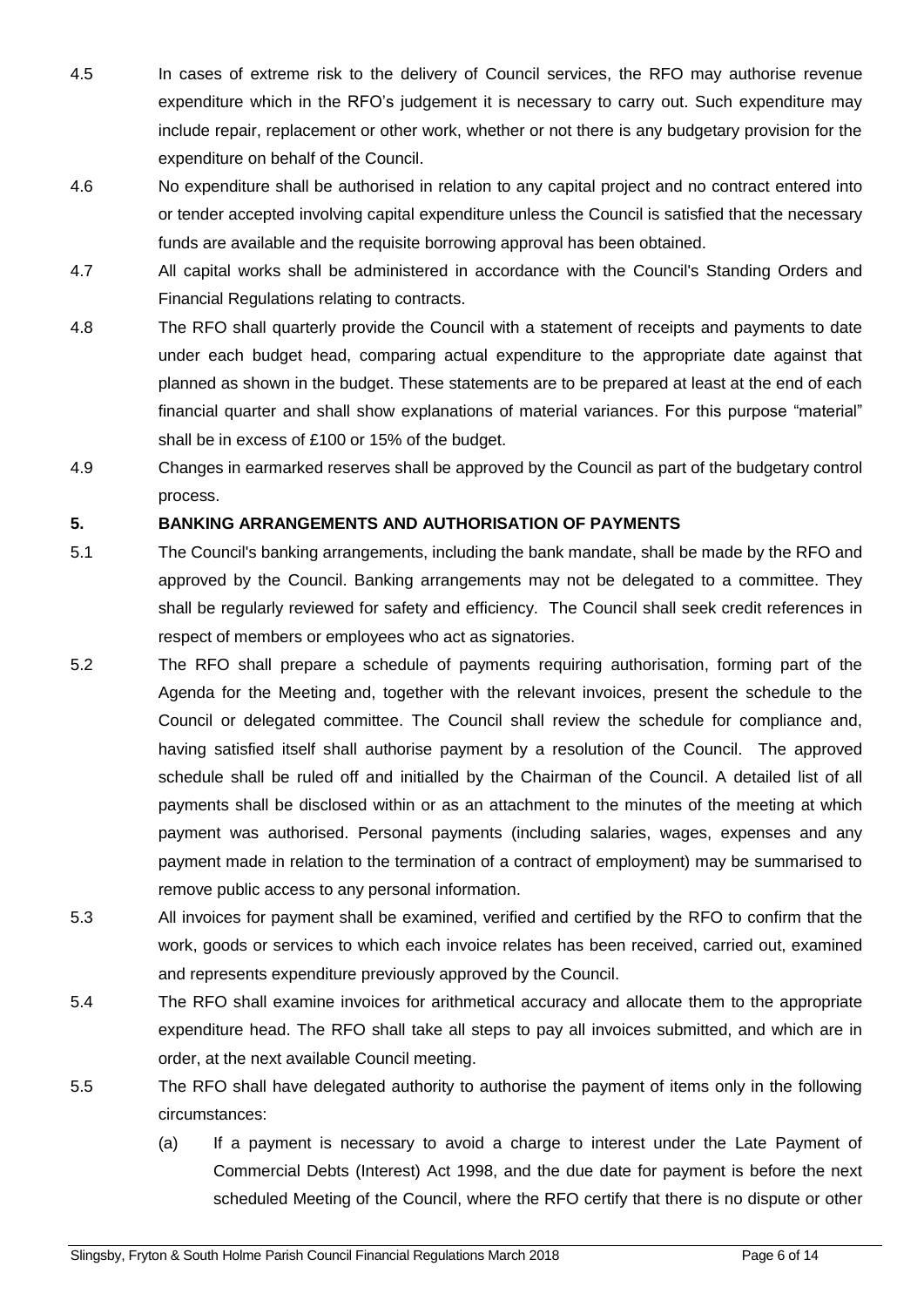4.5 In cases of extreme risk to the delivery of Council services, the RFO may authorise revenue expenditure which in the RFO's judgement it is necessary to carry out. Such expenditure may include repair, replacement or other work, whether or not there is any budgetary provision for the expenditure on behalf of the Council.

4.6 No expenditure shall be authorised in relation to any capital project and no contract entered into or tender accepted involving capital expenditure unless the Council is satisfied that the necessary funds are available and the requisite borrowing approval has been obtained.

4.7 All capital works shall be administered in accordance with the Council's Standing Orders and Financial Regulations relating to contracts.

4.8 The RFO shall quarterly provide the Council with a statement of receipts and payments to date under each budget head, comparing actual expenditure to the appropriate date against that planned as shown in the budget. These statements are to be prepared at least at the end of each financial quarter and shall show explanations of material variances. For this purpose "material" shall be in excess of £100 or 15% of the budget.

4.9 Changes in earmarked reserves shall be approved by the Council as part of the budgetary control process.

## 5. BANKING ARRANGEMENTS AND AUTHORISATION OF PAYMENTS

5.1 The Council's banking arrangements, including the bank mandate, shall be made by the RFO and approved by the Council. Banking arrangements may not be delegated to a committee. They shall be regularly reviewed for safety and efficiency. The Council shall seek credit references in respect of members or employees who act as signatories.

5.2 The RFO shall prepare a schedule of payments requiring authorisation, forming part of the Agenda for the Meeting and, together with the relevant invoices, present the schedule to the Council or delegated committee. The Council shall review the schedule for compliance and, having satisfied itself shall authorise payment by a resolution of the Council. The approved schedule shall be ruled off and initialled by the Chairman of the Council. A detailed list of all payments shall be disclosed within or as an attachment to the minutes of the meeting at which payment was authorised. Personal payments (including salaries, wages, expenses and any payment made in relation to the termination of a contract of employment) may be summarised to remove public access to any personal information.

5.3 All invoices for payment shall be examined, verified and certified by the RFO to confirm that the work, goods or services to which each invoice relates has been received, carried out, examined and represents expenditure previously approved by the Council.

5.4 The RFO shall examine invoices for arithmetical accuracy and allocate them to the appropriate expenditure head. The RFO shall take all steps to pay all invoices submitted, and which are in order, at the next available Council meeting.

5.5 The RFO shall have delegated authority to authorise the payment of items only in the following circumstances:

(a) If a payment is necessary to avoid a charge to interest under the Late Payment of Commercial Debts (Interest) Act 1998, and the due date for payment is before the next scheduled Meeting of the Council, where the RFO certify that there is no dispute or other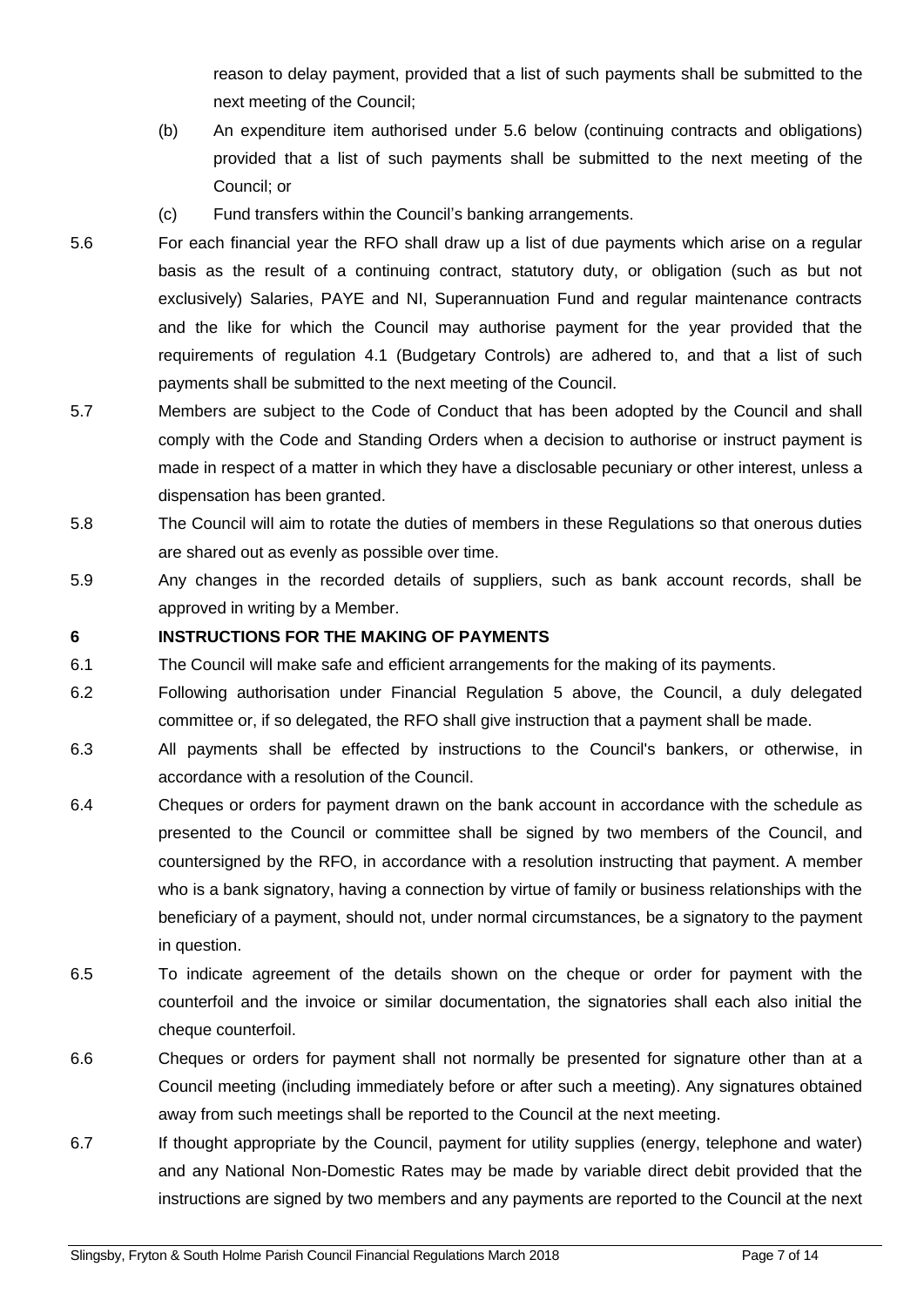reason to delay payment, provided that a list of such payments shall be submitted to the next meeting of the Council;

(b) An expenditure item authorised under 5.6 below (continuing contracts and obligations) provided that a list of such payments shall be submitted to the next meeting of the Council; or

(c) Fund transfers within the Council's banking arrangements.

5.6 For each financial year the RFO shall draw up a list of due payments which arise on a regular basis as the result of a continuing contract, statutory duty, or obligation (such as but not exclusively) Salaries, PAYE and NI, Superannuation Fund and regular maintenance contracts and the like for which the Council may authorise payment for the year provided that the requirements of regulation 4.1 (Budgetary Controls) are adhered to, and that a list of such payments shall be submitted to the next meeting of the Council.

5.7 Members are subject to the Code of Conduct that has been adopted by the Council and shall comply with the Code and Standing Orders when a decision to authorise or instruct payment is made in respect of a matter in which they have a disclosable pecuniary or other interest, unless a dispensation has been granted.

5.8 The Council will aim to rotate the duties of members in these Regulations so that onerous duties are shared out as evenly as possible over time.

5.9 Any changes in the recorded details of suppliers, such as bank account records, shall be approved in writing by a Member.

**6 INSTRUCTIONS FOR THE MAKING OF PAYMENTS**

6.1 The Council will make safe and efficient arrangements for the making of its payments.

6.2 Following authorisation under Financial Regulation 5 above, the Council, a duly delegated committee or, if so delegated, the RFO shall give instruction that a payment shall be made.

6.3 All payments shall be effected by instructions to the Council's bankers, or otherwise, in accordance with a resolution of the Council.

6.4 Cheques or orders for payment drawn on the bank account in accordance with the schedule as presented to the Council or committee shall be signed by two members of the Council, and countersigned by the RFO, in accordance with a resolution instructing that payment. A member who is a bank signatory, having a connection by virtue of family or business relationships with the beneficiary of a payment, should not, under normal circumstances, be a signatory to the payment in question.

6.5 To indicate agreement of the details shown on the cheque or order for payment with the counterfoil and the invoice or similar documentation, the signatories shall each also initial the cheque counterfoil.

6.6 Cheques or orders for payment shall not normally be presented for signature other than at a Council meeting (including immediately before or after such a meeting). Any signatures obtained away from such meetings shall be reported to the Council at the next meeting.

6.7 If thought appropriate by the Council, payment for utility supplies (energy, telephone and water) and any National Non-Domestic Rates may be made by variable direct debit provided that the instructions are signed by two members and any payments are reported to the Council at the next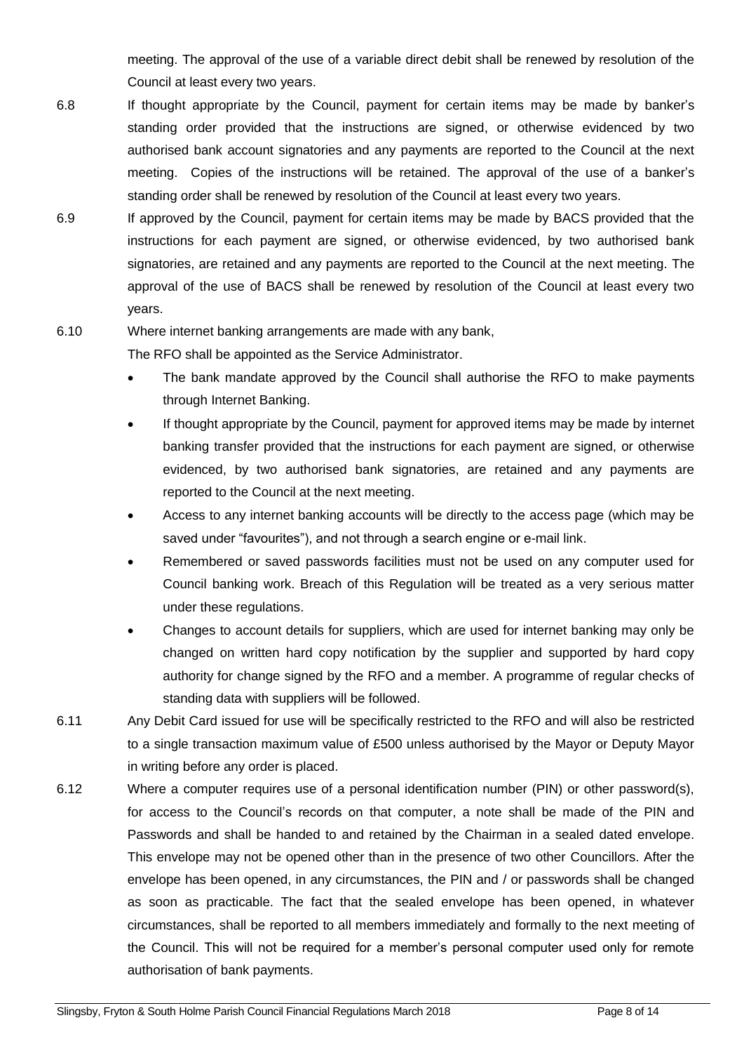meeting. The approval of the use of a variable direct debit shall be renewed by resolution of the Council at least every two years.

6.8 If thought appropriate by the Council, payment for certain items may be made by banker's standing order provided that the instructions are signed, or otherwise evidenced by two authorised bank account signatories and any payments are reported to the Council at the next meeting. Copies of the instructions will be retained. The approval of the use of a banker's standing order shall be renewed by resolution of the Council at least every two years.

6.9 If approved by the Council, payment for certain items may be made by BACS provided that the instructions for each payment are signed, or otherwise evidenced, by two authorised bank signatories, are retained and any payments are reported to the Council at the next meeting. The approval of the use of BACS shall be renewed by resolution of the Council at least every two years.

6.10 Where internet banking arrangements are made with any bank,
The RFO shall be appointed as the Service Administrator.

- The bank mandate approved by the Council shall authorise the RFO to make payments through Internet Banking.
- If thought appropriate by the Council, payment for approved items may be made by internet banking transfer provided that the instructions for each payment are signed, or otherwise evidenced, by two authorised bank signatories, are retained and any payments are reported to the Council at the next meeting.
- Access to any internet banking accounts will be directly to the access page (which may be saved under "favourites"), and not through a search engine or e-mail link.
- Remembered or saved passwords facilities must not be used on any computer used for Council banking work. Breach of this Regulation will be treated as a very serious matter under these regulations.
- Changes to account details for suppliers, which are used for internet banking may only be changed on written hard copy notification by the supplier and supported by hard copy authority for change signed by the RFO and a member. A programme of regular checks of standing data with suppliers will be followed.

6.11 Any Debit Card issued for use will be specifically restricted to the RFO and will also be restricted to a single transaction maximum value of £500 unless authorised by the Mayor or Deputy Mayor in writing before any order is placed.

6.12 Where a computer requires use of a personal identification number (PIN) or other password(s), for access to the Council's records on that computer, a note shall be made of the PIN and Passwords and shall be handed to and retained by the Chairman in a sealed dated envelope. This envelope may not be opened other than in the presence of two other Councillors. After the envelope has been opened, in any circumstances, the PIN and / or passwords shall be changed as soon as practicable. The fact that the sealed envelope has been opened, in whatever circumstances, shall be reported to all members immediately and formally to the next meeting of the Council. This will not be required for a member's personal computer used only for remote authorisation of bank payments.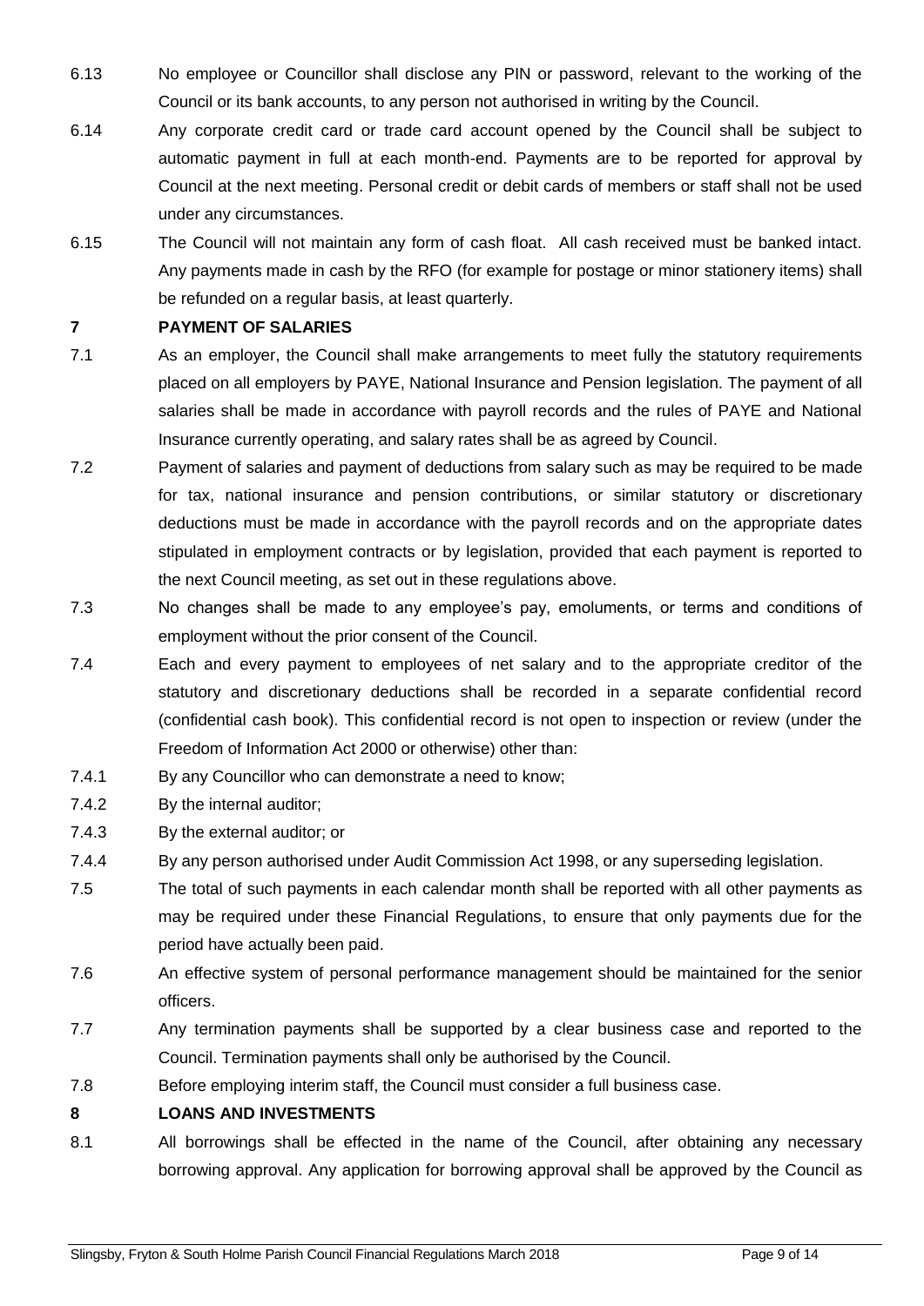6.13 No employee or Councillor shall disclose any PIN or password, relevant to the working of the Council or its bank accounts, to any person not authorised in writing by the Council.

6.14 Any corporate credit card or trade card account opened by the Council shall be subject to automatic payment in full at each month-end. Payments are to be reported for approval by Council at the next meeting. Personal credit or debit cards of members or staff shall not be used under any circumstances.

6.15 The Council will not maintain any form of cash float. All cash received must be banked intact. Any payments made in cash by the RFO (for example for postage or minor stationery items) shall be refunded on a regular basis, at least quarterly.

## 7 PAYMENT OF SALARIES

7.1 As an employer, the Council shall make arrangements to meet fully the statutory requirements placed on all employers by PAYE, National Insurance and Pension legislation. The payment of all salaries shall be made in accordance with payroll records and the rules of PAYE and National Insurance currently operating, and salary rates shall be as agreed by Council.

7.2 Payment of salaries and payment of deductions from salary such as may be required to be made for tax, national insurance and pension contributions, or similar statutory or discretionary deductions must be made in accordance with the payroll records and on the appropriate dates stipulated in employment contracts or by legislation, provided that each payment is reported to the next Council meeting, as set out in these regulations above.

7.3 No changes shall be made to any employee's pay, emoluments, or terms and conditions of employment without the prior consent of the Council.

7.4 Each and every payment to employees of net salary and to the appropriate creditor of the statutory and discretionary deductions shall be recorded in a separate confidential record (confidential cash book). This confidential record is not open to inspection or review (under the Freedom of Information Act 2000 or otherwise) other than:

7.4.1 By any Councillor who can demonstrate a need to know;

7.4.2 By the internal auditor;

7.4.3 By the external auditor; or

7.4.4 By any person authorised under Audit Commission Act 1998, or any superseding legislation.

7.5 The total of such payments in each calendar month shall be reported with all other payments as may be required under these Financial Regulations, to ensure that only payments due for the period have actually been paid.

7.6 An effective system of personal performance management should be maintained for the senior officers.

7.7 Any termination payments shall be supported by a clear business case and reported to the Council. Termination payments shall only be authorised by the Council.

7.8 Before employing interim staff, the Council must consider a full business case.

## 8 LOANS AND INVESTMENTS

8.1 All borrowings shall be effected in the name of the Council, after obtaining any necessary borrowing approval. Any application for borrowing approval shall be approved by the Council as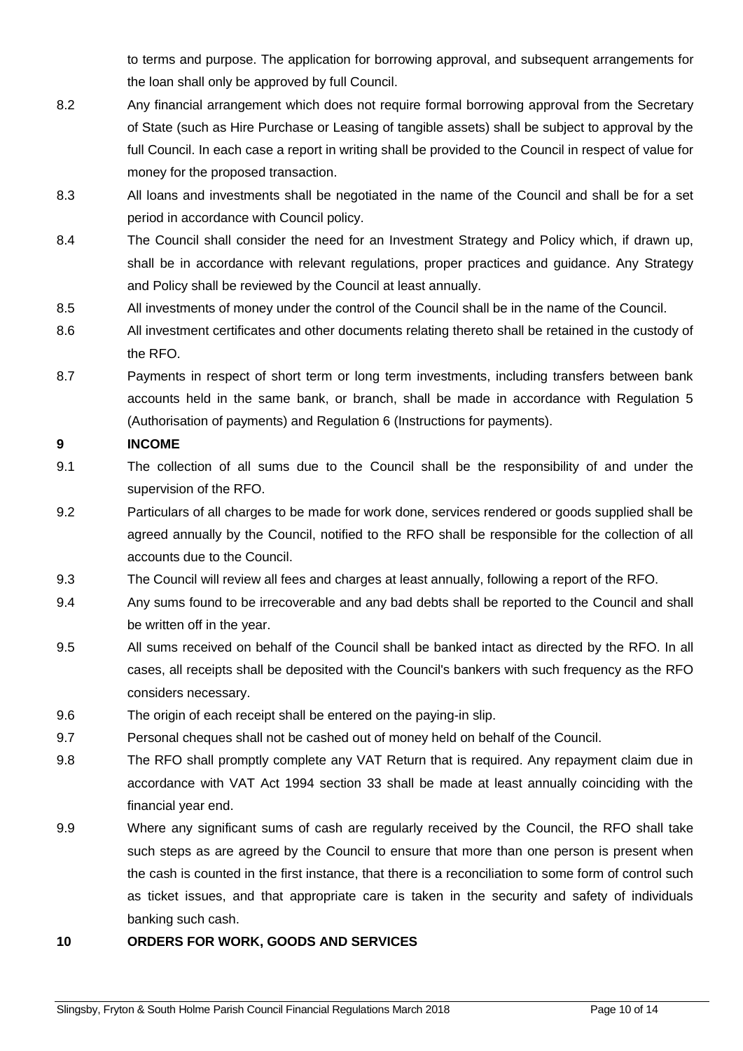to terms and purpose. The application for borrowing approval, and subsequent arrangements for the loan shall only be approved by full Council.

8.2 Any financial arrangement which does not require formal borrowing approval from the Secretary of State (such as Hire Purchase or Leasing of tangible assets) shall be subject to approval by the full Council. In each case a report in writing shall be provided to the Council in respect of value for money for the proposed transaction.

8.3 All loans and investments shall be negotiated in the name of the Council and shall be for a set period in accordance with Council policy.

8.4 The Council shall consider the need for an Investment Strategy and Policy which, if drawn up, shall be in accordance with relevant regulations, proper practices and guidance. Any Strategy and Policy shall be reviewed by the Council at least annually.

8.5 All investments of money under the control of the Council shall be in the name of the Council.

8.6 All investment certificates and other documents relating thereto shall be retained in the custody of the RFO.

8.7 Payments in respect of short term or long term investments, including transfers between bank accounts held in the same bank, or branch, shall be made in accordance with Regulation 5 (Authorisation of payments) and Regulation 6 (Instructions for payments).

**9 INCOME**

9.1 The collection of all sums due to the Council shall be the responsibility of and under the supervision of the RFO.

9.2 Particulars of all charges to be made for work done, services rendered or goods supplied shall be agreed annually by the Council, notified to the RFO shall be responsible for the collection of all accounts due to the Council.

9.3 The Council will review all fees and charges at least annually, following a report of the RFO.

9.4 Any sums found to be irrecoverable and any bad debts shall be reported to the Council and shall be written off in the year.

9.5 All sums received on behalf of the Council shall be banked intact as directed by the RFO. In all cases, all receipts shall be deposited with the Council's bankers with such frequency as the RFO considers necessary.

9.6 The origin of each receipt shall be entered on the paying-in slip.

9.7 Personal cheques shall not be cashed out of money held on behalf of the Council.

9.8 The RFO shall promptly complete any VAT Return that is required. Any repayment claim due in accordance with VAT Act 1994 section 33 shall be made at least annually coinciding with the financial year end.

9.9 Where any significant sums of cash are regularly received by the Council, the RFO shall take such steps as are agreed by the Council to ensure that more than one person is present when the cash is counted in the first instance, that there is a reconciliation to some form of control such as ticket issues, and that appropriate care is taken in the security and safety of individuals banking such cash.

**10 ORDERS FOR WORK, GOODS AND SERVICES**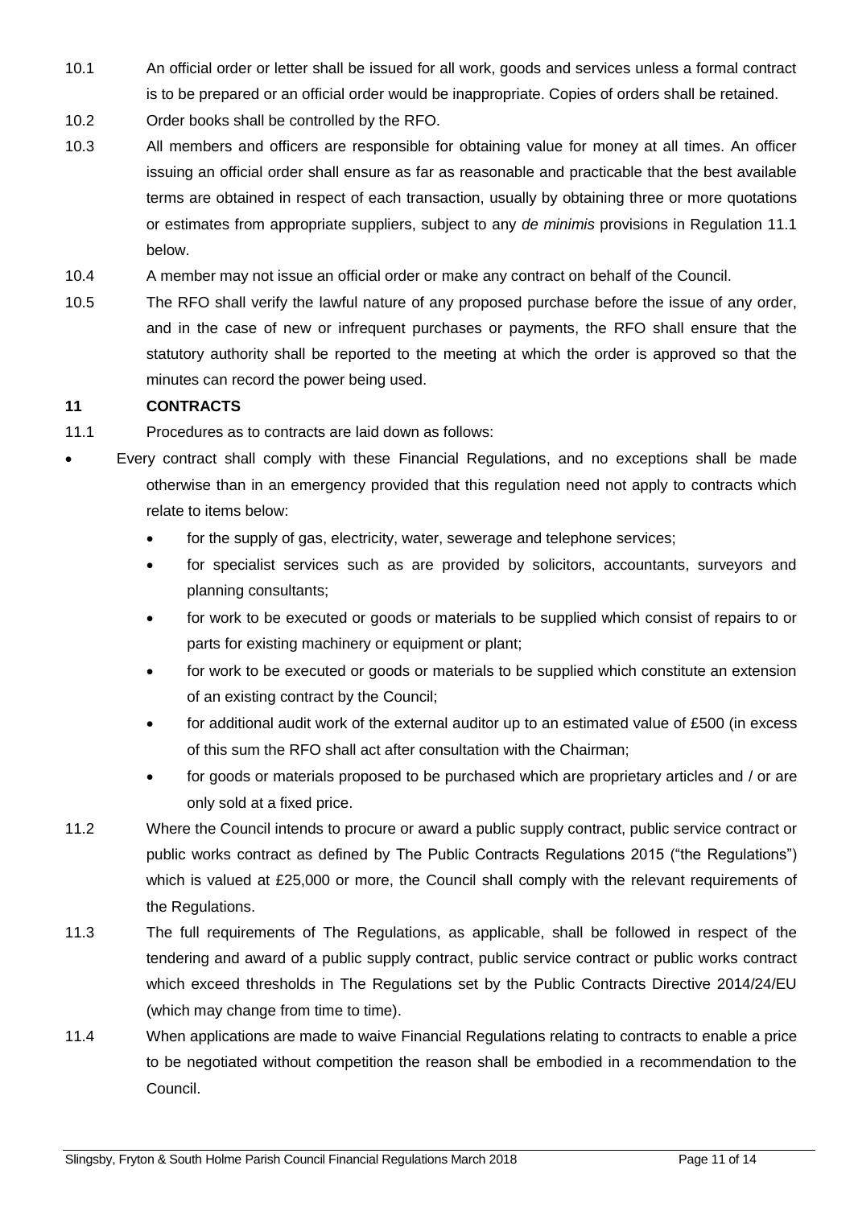10.1 An official order or letter shall be issued for all work, goods and services unless a formal contract is to be prepared or an official order would be inappropriate. Copies of orders shall be retained.

10.2 Order books shall be controlled by the RFO.

10.3 All members and officers are responsible for obtaining value for money at all times. An officer issuing an official order shall ensure as far as reasonable and practicable that the best available terms are obtained in respect of each transaction, usually by obtaining three or more quotations or estimates from appropriate suppliers, subject to any *de minimis* provisions in Regulation 11.1 below.

10.4 A member may not issue an official order or make any contract on behalf of the Council.

10.5 The RFO shall verify the lawful nature of any proposed purchase before the issue of any order, and in the case of new or infrequent purchases or payments, the RFO shall ensure that the statutory authority shall be reported to the meeting at which the order is approved so that the minutes can record the power being used.

## 11 CONTRACTS

11.1 Procedures as to contracts are laid down as follows:

- Every contract shall comply with these Financial Regulations, and no exceptions shall be made otherwise than in an emergency provided that this regulation need not apply to contracts which relate to items below:
  - for the supply of gas, electricity, water, sewerage and telephone services;
  - for specialist services such as are provided by solicitors, accountants, surveyors and planning consultants;
  - for work to be executed or goods or materials to be supplied which consist of repairs to or parts for existing machinery or equipment or plant;
  - for work to be executed or goods or materials to be supplied which constitute an extension of an existing contract by the Council;
  - for additional audit work of the external auditor up to an estimated value of £500 (in excess of this sum the RFO shall act after consultation with the Chairman;
  - for goods or materials proposed to be purchased which are proprietary articles and / or are only sold at a fixed price.

11.2 Where the Council intends to procure or award a public supply contract, public service contract or public works contract as defined by The Public Contracts Regulations 2015 ("the Regulations") which is valued at £25,000 or more, the Council shall comply with the relevant requirements of the Regulations.

11.3 The full requirements of The Regulations, as applicable, shall be followed in respect of the tendering and award of a public supply contract, public service contract or public works contract which exceed thresholds in The Regulations set by the Public Contracts Directive 2014/24/EU (which may change from time to time).

11.4 When applications are made to waive Financial Regulations relating to contracts to enable a price to be negotiated without competition the reason shall be embodied in a recommendation to the Council.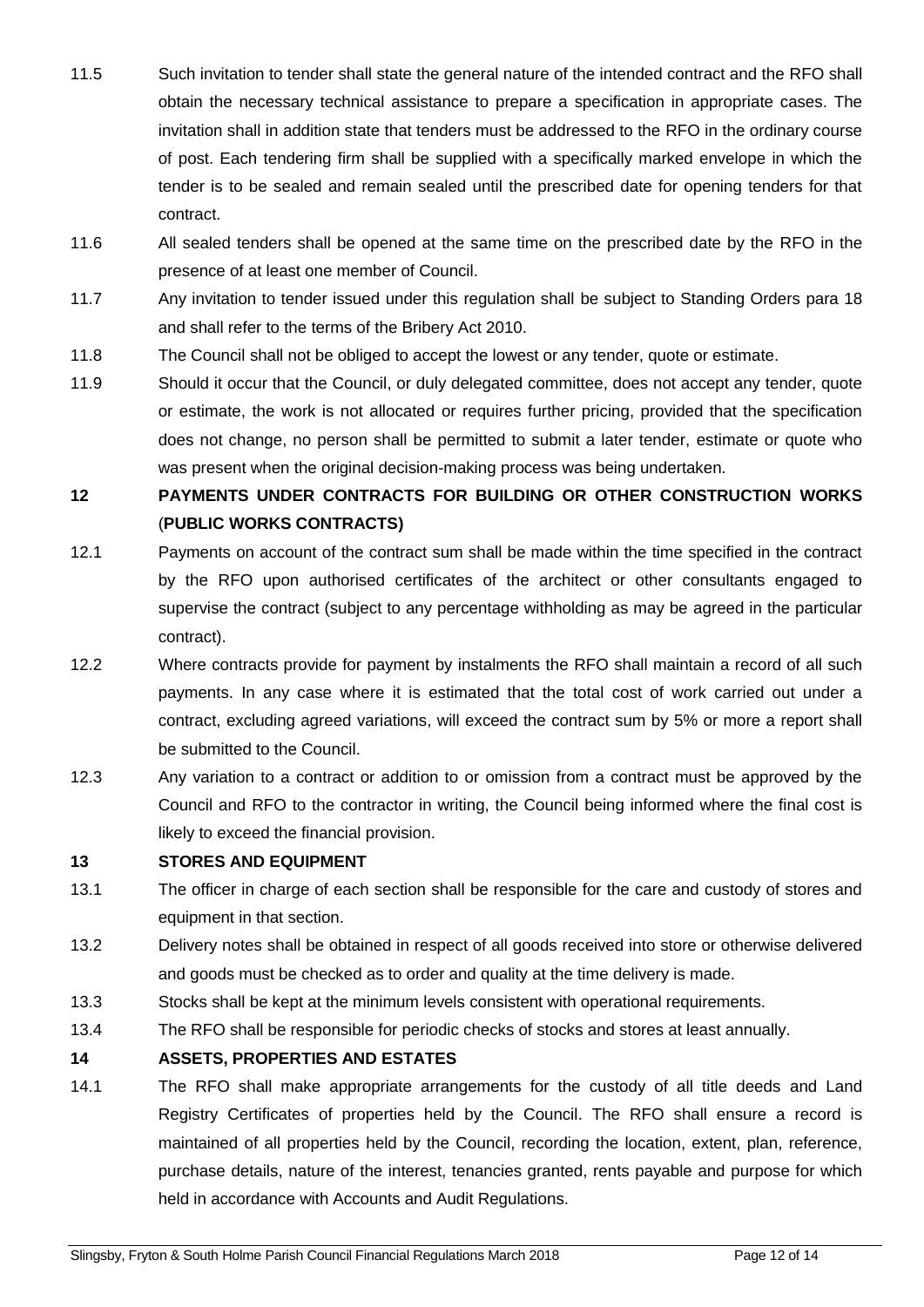11.5 Such invitation to tender shall state the general nature of the intended contract and the RFO shall obtain the necessary technical assistance to prepare a specification in appropriate cases. The invitation shall in addition state that tenders must be addressed to the RFO in the ordinary course of post. Each tendering firm shall be supplied with a specifically marked envelope in which the tender is to be sealed and remain sealed until the prescribed date for opening tenders for that contract.

11.6 All sealed tenders shall be opened at the same time on the prescribed date by the RFO in the presence of at least one member of Council.

11.7 Any invitation to tender issued under this regulation shall be subject to Standing Orders para 18 and shall refer to the terms of the Bribery Act 2010.

11.8 The Council shall not be obliged to accept the lowest or any tender, quote or estimate.

11.9 Should it occur that the Council, or duly delegated committee, does not accept any tender, quote or estimate, the work is not allocated or requires further pricing, provided that the specification does not change, no person shall be permitted to submit a later tender, estimate or quote who was present when the original decision-making process was being undertaken.

## 12 PAYMENTS UNDER CONTRACTS FOR BUILDING OR OTHER CONSTRUCTION WORKS (PUBLIC WORKS CONTRACTS)

12.1 Payments on account of the contract sum shall be made within the time specified in the contract by the RFO upon authorised certificates of the architect or other consultants engaged to supervise the contract (subject to any percentage withholding as may be agreed in the particular contract).

12.2 Where contracts provide for payment by instalments the RFO shall maintain a record of all such payments. In any case where it is estimated that the total cost of work carried out under a contract, excluding agreed variations, will exceed the contract sum by 5% or more a report shall be submitted to the Council.

12.3 Any variation to a contract or addition to or omission from a contract must be approved by the Council and RFO to the contractor in writing, the Council being informed where the final cost is likely to exceed the financial provision.

## 13 STORES AND EQUIPMENT

13.1 The officer in charge of each section shall be responsible for the care and custody of stores and equipment in that section.

13.2 Delivery notes shall be obtained in respect of all goods received into store or otherwise delivered and goods must be checked as to order and quality at the time delivery is made.

13.3 Stocks shall be kept at the minimum levels consistent with operational requirements.

13.4 The RFO shall be responsible for periodic checks of stocks and stores at least annually.

## 14 ASSETS, PROPERTIES AND ESTATES

14.1 The RFO shall make appropriate arrangements for the custody of all title deeds and Land Registry Certificates of properties held by the Council. The RFO shall ensure a record is maintained of all properties held by the Council, recording the location, extent, plan, reference, purchase details, nature of the interest, tenancies granted, rents payable and purpose for which held in accordance with Accounts and Audit Regulations.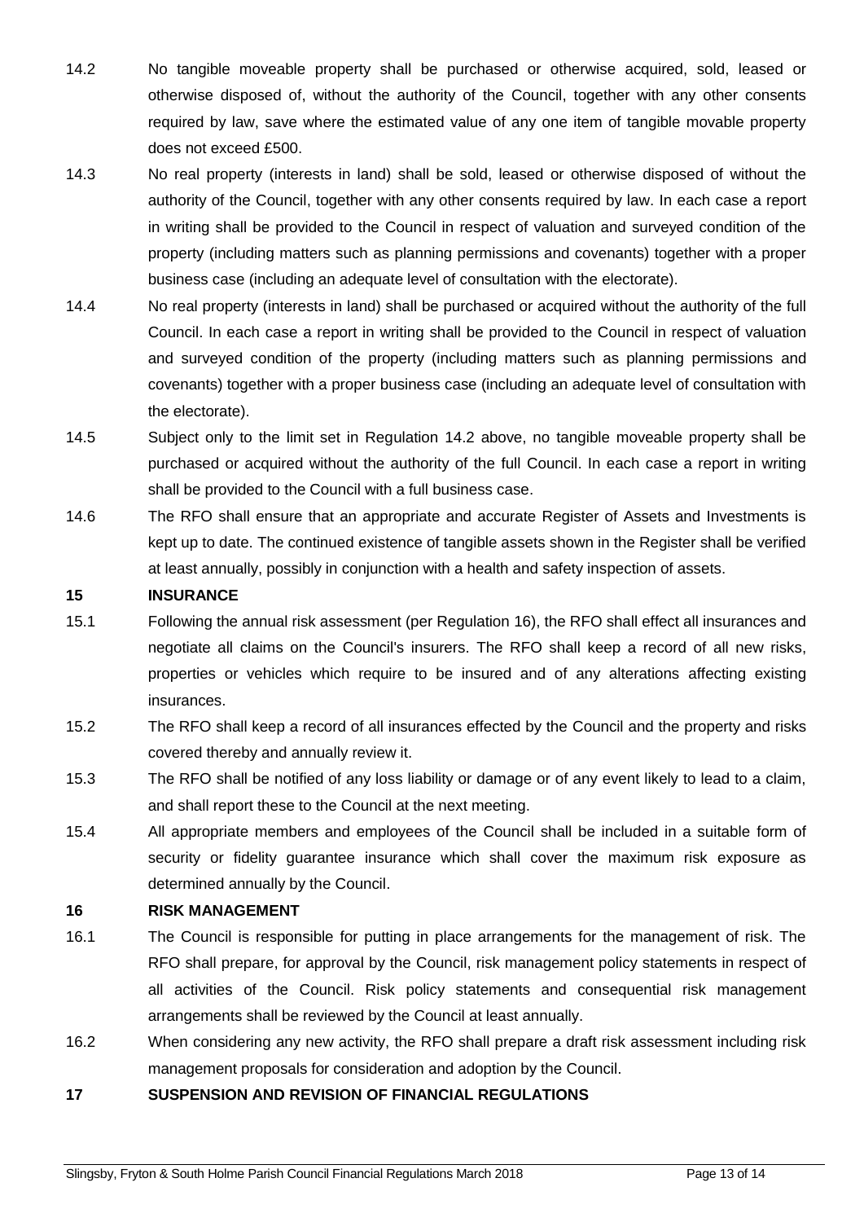14.2 No tangible moveable property shall be purchased or otherwise acquired, sold, leased or otherwise disposed of, without the authority of the Council, together with any other consents required by law, save where the estimated value of any one item of tangible movable property does not exceed £500.

14.3 No real property (interests in land) shall be sold, leased or otherwise disposed of without the authority of the Council, together with any other consents required by law. In each case a report in writing shall be provided to the Council in respect of valuation and surveyed condition of the property (including matters such as planning permissions and covenants) together with a proper business case (including an adequate level of consultation with the electorate).

14.4 No real property (interests in land) shall be purchased or acquired without the authority of the full Council. In each case a report in writing shall be provided to the Council in respect of valuation and surveyed condition of the property (including matters such as planning permissions and covenants) together with a proper business case (including an adequate level of consultation with the electorate).

14.5 Subject only to the limit set in Regulation 14.2 above, no tangible moveable property shall be purchased or acquired without the authority of the full Council. In each case a report in writing shall be provided to the Council with a full business case.

14.6 The RFO shall ensure that an appropriate and accurate Register of Assets and Investments is kept up to date. The continued existence of tangible assets shown in the Register shall be verified at least annually, possibly in conjunction with a health and safety inspection of assets.

## 15 INSURANCE

15.1 Following the annual risk assessment (per Regulation 16), the RFO shall effect all insurances and negotiate all claims on the Council's insurers. The RFO shall keep a record of all new risks, properties or vehicles which require to be insured and of any alterations affecting existing insurances.

15.2 The RFO shall keep a record of all insurances effected by the Council and the property and risks covered thereby and annually review it.

15.3 The RFO shall be notified of any loss liability or damage or of any event likely to lead to a claim, and shall report these to the Council at the next meeting.

15.4 All appropriate members and employees of the Council shall be included in a suitable form of security or fidelity guarantee insurance which shall cover the maximum risk exposure as determined annually by the Council.

## 16 RISK MANAGEMENT

16.1 The Council is responsible for putting in place arrangements for the management of risk. The RFO shall prepare, for approval by the Council, risk management policy statements in respect of all activities of the Council. Risk policy statements and consequential risk management arrangements shall be reviewed by the Council at least annually.

16.2 When considering any new activity, the RFO shall prepare a draft risk assessment including risk management proposals for consideration and adoption by the Council.

## 17 SUSPENSION AND REVISION OF FINANCIAL REGULATIONS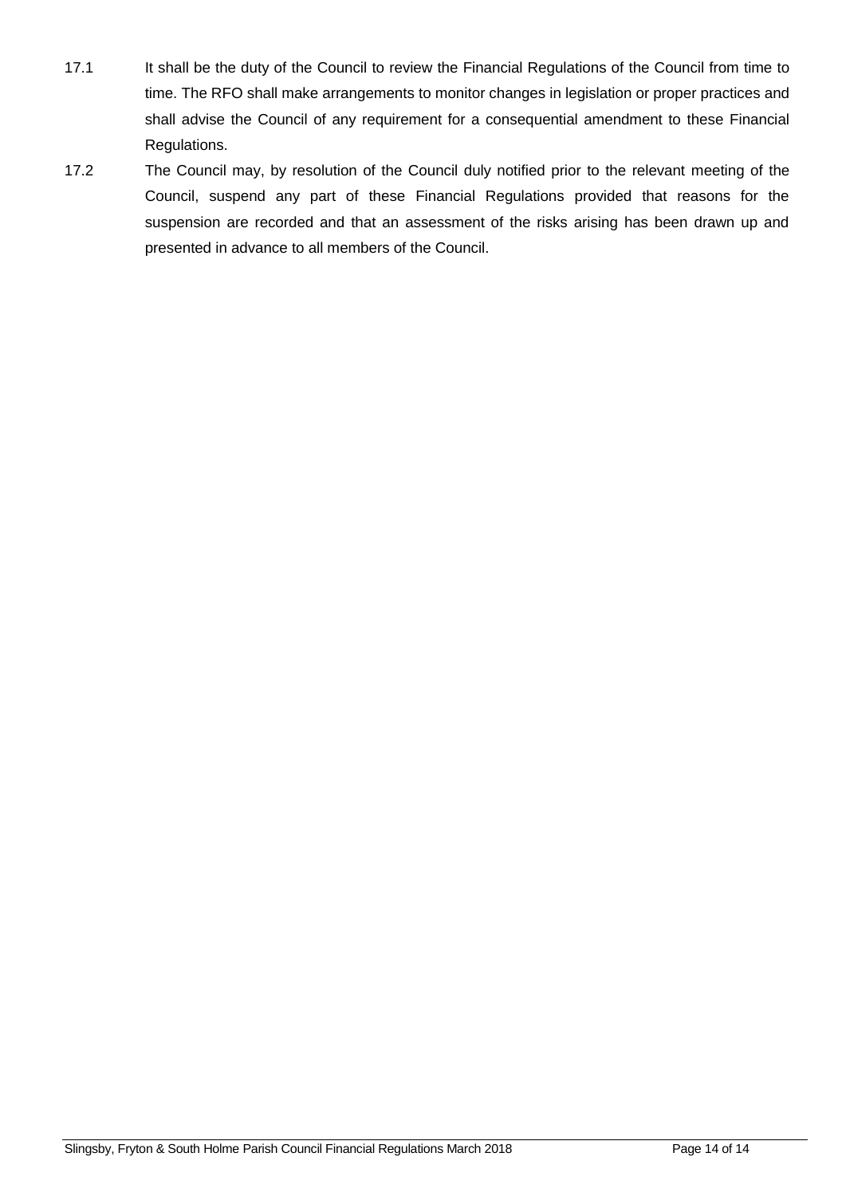17.1 It shall be the duty of the Council to review the Financial Regulations of the Council from time to time. The RFO shall make arrangements to monitor changes in legislation or proper practices and shall advise the Council of any requirement for a consequential amendment to these Financial Regulations.

17.2 The Council may, by resolution of the Council duly notified prior to the relevant meeting of the Council, suspend any part of these Financial Regulations provided that reasons for the suspension are recorded and that an assessment of the risks arising has been drawn up and presented in advance to all members of the Council.